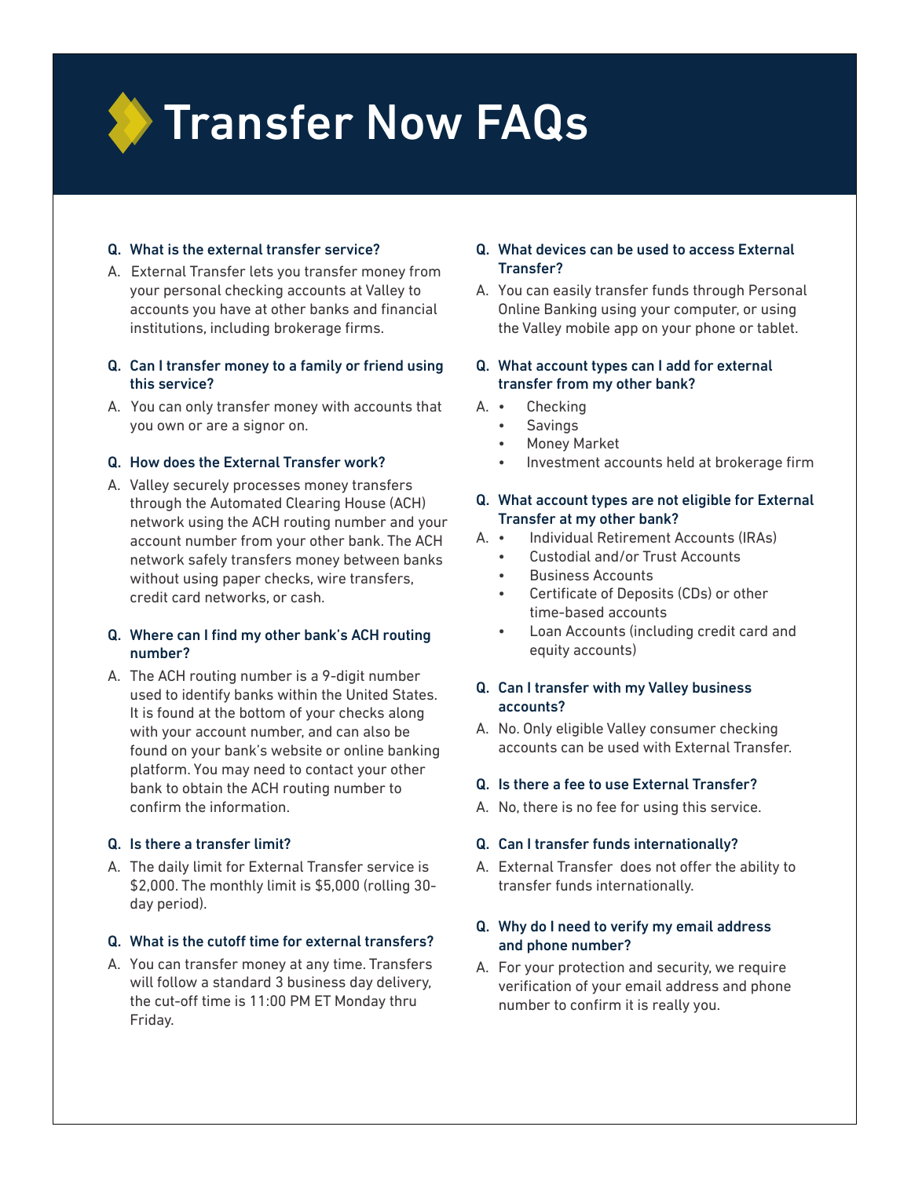# Transfer Now FAQs

**Q. What is the external transfer service?**

A. External Transfer lets you transfer money from your personal checking accounts at Valley to accounts you have at other banks and financial institutions, including brokerage firms.

**Q. Can I transfer money to a family or friend using this service?**

A. You can only transfer money with accounts that you own or are a signor on.

**Q. How does the External Transfer work?**

A. Valley securely processes money transfers through the Automated Clearing House (ACH) network using the ACH routing number and your account number from your other bank. The ACH network safely transfers money between banks without using paper checks, wire transfers, credit card networks, or cash.

**Q. Where can I find my other bank's ACH routing number?**

A. The ACH routing number is a 9-digit number used to identify banks within the United States. It is found at the bottom of your checks along with your account number, and can also be found on your bank's website or online banking platform. You may need to contact your other bank to obtain the ACH routing number to confirm the information.

**Q. Is there a transfer limit?**

A. The daily limit for External Transfer service is $2,000. The monthly limit is $5,000 (rolling 30-day period).

**Q. What is the cutoff time for external transfers?**

A. You can transfer money at any time. Transfers will follow a standard 3 business day delivery, the cut-off time is 11:00 PM ET Monday thru Friday.

**Q. What devices can be used to access External Transfer?**

A. You can easily transfer funds through Personal Online Banking using your computer, or using the Valley mobile app on your phone or tablet.

**Q. What account types can I add for external transfer from my other bank?**

A.
- Checking
- Savings
- Money Market
- Investment accounts held at brokerage firm

**Q. What account types are not eligible for External Transfer at my other bank?**

A.
- Individual Retirement Accounts (IRAs)
- Custodial and/or Trust Accounts
- Business Accounts
- Certificate of Deposits (CDs) or other time-based accounts
- Loan Accounts (including credit card and equity accounts)

**Q. Can I transfer with my Valley business accounts?**

A. No. Only eligible Valley consumer checking accounts can be used with External Transfer.

**Q. Is there a fee to use External Transfer?**

A. No, there is no fee for using this service.

**Q. Can I transfer funds internationally?**

A. External Transfer does not offer the ability to transfer funds internationally.

**Q. Why do I need to verify my email address and phone number?**

A. For your protection and security, we require verification of your email address and phone number to confirm it is really you.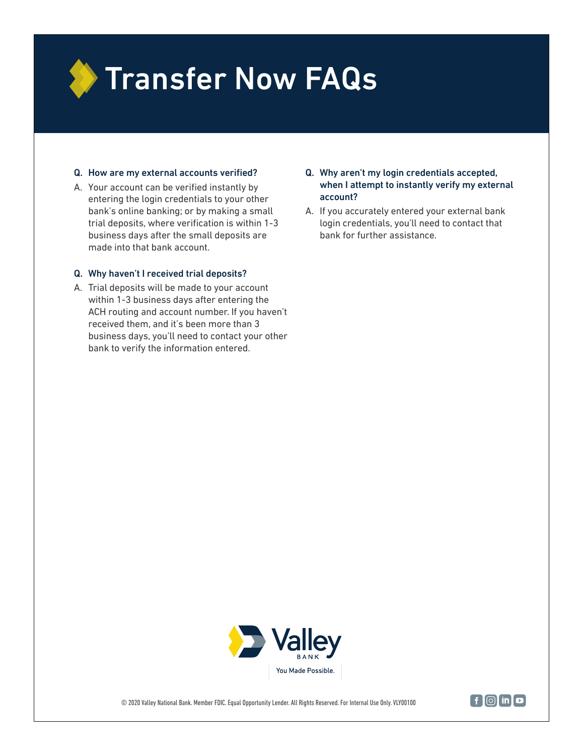# Transfer Now FAQs

**Q. How are my external accounts verified?**

A. Your account can be verified instantly by entering the login credentials to your other bank's online banking; or by making a small trial deposits, where verification is within 1-3 business days after the small deposits are made into that bank account.

**Q. Why haven't I received trial deposits?**

A. Trial deposits will be made to your account within 1-3 business days after entering the ACH routing and account number. If you haven't received them, and it's been more than 3 business days, you'll need to contact your other bank to verify the information entered.

**Q. Why aren't my login credentials accepted, when I attempt to instantly verify my external account?**

A. If you accurately entered your external bank login credentials, you'll need to contact that bank for further assistance.

Valley BANK

You Made Possible.

© 2020 Valley National Bank. Member FDIC. Equal Opportunity Lender. All Rights Reserved. For Internal Use Only. VLY00100